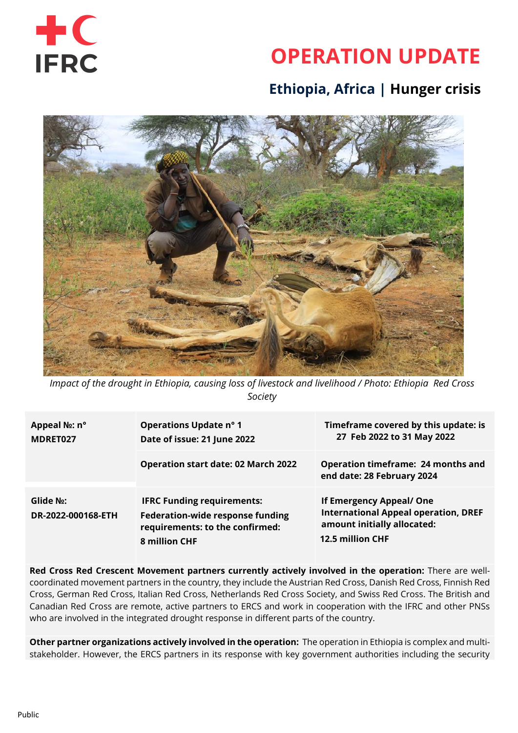# OPERATION UPDATE

## Ethiopia, Africa | Hunger crisis

*Impact of the drought in Ethiopia, causing loss of livestock and livelihood / Photo: Ethiopia Red Cross Society*

| Appeal №: n° MDRET027 | Operations Update n° 1<br>Date of issue: 21 June 2022 | Timeframe covered by this update: is 27 Feb 2022 to 31 May 2022 |
|---|---|---|
| | Operation start date: 02 March 2022 | Operation timeframe: 24 months and end date: 28 February 2024 |
| Glide №: DR-2022-000168-ETH | IFRC Funding requirements: Federation-wide response funding requirements: to the confirmed: 8 million CHF | If Emergency Appeal/ One International Appeal operation, DREF amount initially allocated: 12.5 million CHF |

**Red Cross Red Crescent Movement partners currently actively involved in the operation:** There are well-coordinated movement partners in the country, they include the Austrian Red Cross, Danish Red Cross, Finnish Red Cross, German Red Cross, Italian Red Cross, Netherlands Red Cross Society, and Swiss Red Cross. The British and Canadian Red Cross are remote, active partners to ERCS and work in cooperation with the IFRC and other PNSs who are involved in the integrated drought response in different parts of the country.

**Other partner organizations actively involved in the operation:** The operation in Ethiopia is complex and multi-stakeholder. However, the ERCS partners in its response with key government authorities including the security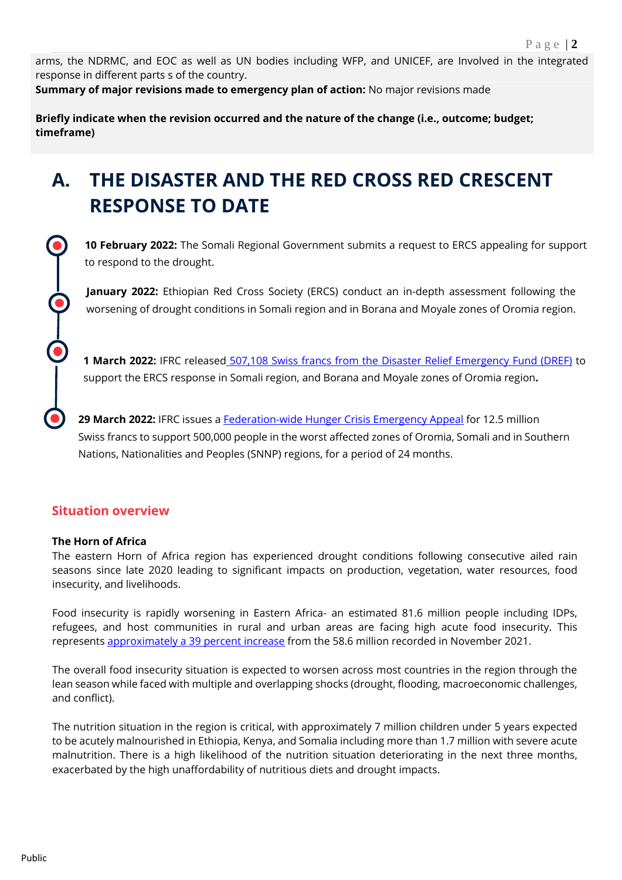arms, the NDRMC, and EOC as well as UN bodies including WFP, and UNICEF, are Involved in the integrated response in different parts s of the country.

**Summary of major revisions made to emergency plan of action:** No major revisions made

**Briefly indicate when the revision occurred and the nature of the change (i.e., outcome; budget; timeframe)**

# A. THE DISASTER AND THE RED CROSS RED CRESCENT RESPONSE TO DATE

**10 February 2022:** The Somali Regional Government submits a request to ERCS appealing for support to respond to the drought.

**January 2022:** Ethiopian Red Cross Society (ERCS) conduct an in-depth assessment following the worsening of drought conditions in Somali region and in Borana and Moyale zones of Oromia region.

**1 March 2022:** IFRC released 507,108 Swiss francs from the Disaster Relief Emergency Fund (DREF) to support the ERCS response in Somali region, and Borana and Moyale zones of Oromia region**.**

**29 March 2022:** IFRC issues a Federation-wide Hunger Crisis Emergency Appeal for 12.5 million Swiss francs to support 500,000 people in the worst affected zones of Oromia, Somali and in Southern Nations, Nationalities and Peoples (SNNP) regions, for a period of 24 months.

## Situation overview

**The Horn of Africa**

The eastern Horn of Africa region has experienced drought conditions following consecutive ailed rain seasons since late 2020 leading to significant impacts on production, vegetation, water resources, food insecurity, and livelihoods.

Food insecurity is rapidly worsening in Eastern Africa- an estimated 81.6 million people including IDPs, refugees, and host communities in rural and urban areas are facing high acute food insecurity. This represents approximately a 39 percent increase from the 58.6 million recorded in November 2021.

The overall food insecurity situation is expected to worsen across most countries in the region through the lean season while faced with multiple and overlapping shocks (drought, flooding, macroeconomic challenges, and conflict).

The nutrition situation in the region is critical, with approximately 7 million children under 5 years expected to be acutely malnourished in Ethiopia, Kenya, and Somalia including more than 1.7 million with severe acute malnutrition. There is a high likelihood of the nutrition situation deteriorating in the next three months, exacerbated by the high unaffordability of nutritious diets and drought impacts.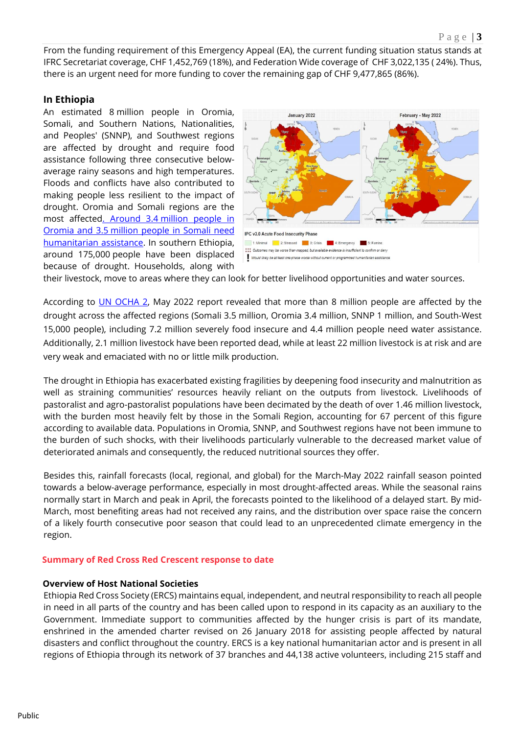From the funding requirement of this Emergency Appeal (EA), the current funding situation status stands at IFRC Secretariat coverage, CHF 1,452,769 (18%), and Federation Wide coverage of CHF 3,022,135 ( 24%). Thus, there is an urgent need for more funding to cover the remaining gap of CHF 9,477,865 (86%).

**In Ethiopia**

An estimated 8 million people in Oromia, Somali, and Southern Nations, Nationalities, and Peoples' (SNNP), and Southwest regions are affected by drought and require food assistance following three consecutive below-average rainy seasons and high temperatures. Floods and conflicts have also contributed to making people less resilient to the impact of drought. Oromia and Somali regions are the most affected. [Around 3.4 million people in Oromia and 3.5 million people in Somali need humanitarian assistance](). In southern Ethiopia, around 175,000 people have been displaced because of drought. Households, along with their livestock, move to areas where they can look for better livelihood opportunities and water sources.

According to [UN OCHA 2](), May 2022 report revealed that more than 8 million people are affected by the drought across the affected regions (Somali 3.5 million, Oromia 3.4 million, SNNP 1 million, and South-West 15,000 people), including 7.2 million severely food insecure and 4.4 million people need water assistance. Additionally, 2.1 million livestock have been reported dead, while at least 22 million livestock is at risk and are very weak and emaciated with no or little milk production.

The drought in Ethiopia has exacerbated existing fragilities by deepening food insecurity and malnutrition as well as straining communities' resources heavily reliant on the outputs from livestock. Livelihoods of pastoralist and agro-pastoralist populations have been decimated by the death of over 1.46 million livestock, with the burden most heavily felt by those in the Somali Region, accounting for 67 percent of this figure according to available data. Populations in Oromia, SNNP, and Southwest regions have not been immune to the burden of such shocks, with their livelihoods particularly vulnerable to the decreased market value of deteriorated animals and consequently, the reduced nutritional sources they offer.

Besides this, rainfall forecasts (local, regional, and global) for the March-May 2022 rainfall season pointed towards a below-average performance, especially in most drought-affected areas. While the seasonal rains normally start in March and peak in April, the forecasts pointed to the likelihood of a delayed start. By mid-March, most benefiting areas had not received any rains, and the distribution over space raise the concern of a likely fourth consecutive poor season that could lead to an unprecedented climate emergency in the region.

## Summary of Red Cross Red Crescent response to date

**Overview of Host National Societies**

Ethiopia Red Cross Society (ERCS) maintains equal, independent, and neutral responsibility to reach all people in need in all parts of the country and has been called upon to respond in its capacity as an auxiliary to the Government. Immediate support to communities affected by the hunger crisis is part of its mandate, enshrined in the amended charter revised on 26 January 2018 for assisting people affected by natural disasters and conflict throughout the country. ERCS is a key national humanitarian actor and is present in all regions of Ethiopia through its network of 37 branches and 44,138 active volunteers, including 215 staff and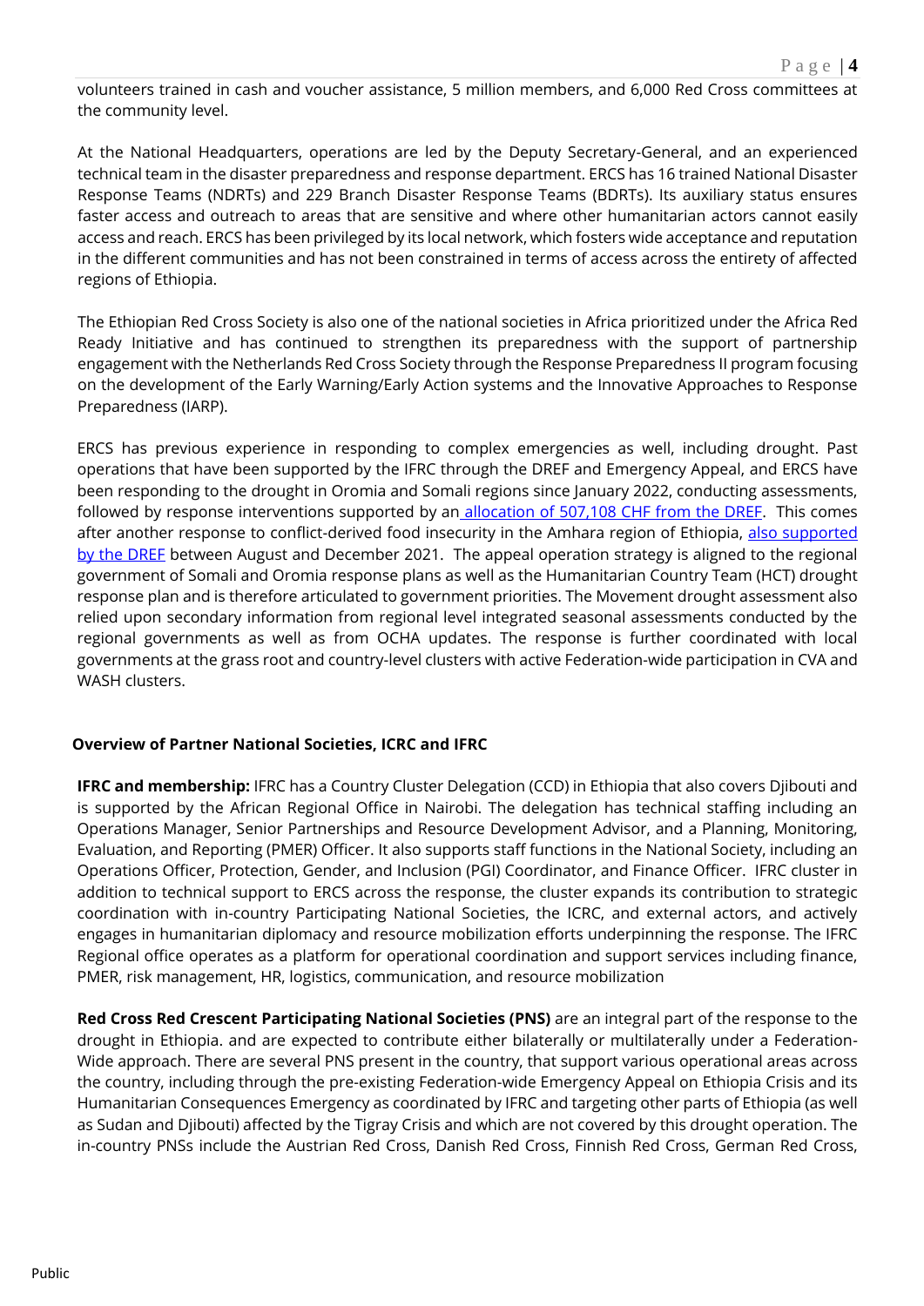volunteers trained in cash and voucher assistance, 5 million members, and 6,000 Red Cross committees at the community level.

At the National Headquarters, operations are led by the Deputy Secretary-General, and an experienced technical team in the disaster preparedness and response department. ERCS has 16 trained National Disaster Response Teams (NDRTs) and 229 Branch Disaster Response Teams (BDRTs). Its auxiliary status ensures faster access and outreach to areas that are sensitive and where other humanitarian actors cannot easily access and reach. ERCS has been privileged by its local network, which fosters wide acceptance and reputation in the different communities and has not been constrained in terms of access across the entirety of affected regions of Ethiopia.

The Ethiopian Red Cross Society is also one of the national societies in Africa prioritized under the Africa Red Ready Initiative and has continued to strengthen its preparedness with the support of partnership engagement with the Netherlands Red Cross Society through the Response Preparedness II program focusing on the development of the Early Warning/Early Action systems and the Innovative Approaches to Response Preparedness (IARP).

ERCS has previous experience in responding to complex emergencies as well, including drought. Past operations that have been supported by the IFRC through the DREF and Emergency Appeal, and ERCS have been responding to the drought in Oromia and Somali regions since January 2022, conducting assessments, followed by response interventions supported by an allocation of 507,108 CHF from the DREF. This comes after another response to conflict-derived food insecurity in the Amhara region of Ethiopia, also supported by the DREF between August and December 2021. The appeal operation strategy is aligned to the regional government of Somali and Oromia response plans as well as the Humanitarian Country Team (HCT) drought response plan and is therefore articulated to government priorities. The Movement drought assessment also relied upon secondary information from regional level integrated seasonal assessments conducted by the regional governments as well as from OCHA updates. The response is further coordinated with local governments at the grass root and country-level clusters with active Federation-wide participation in CVA and WASH clusters.

## Overview of Partner National Societies, ICRC and IFRC

**IFRC and membership:** IFRC has a Country Cluster Delegation (CCD) in Ethiopia that also covers Djibouti and is supported by the African Regional Office in Nairobi. The delegation has technical staffing including an Operations Manager, Senior Partnerships and Resource Development Advisor, and a Planning, Monitoring, Evaluation, and Reporting (PMER) Officer. It also supports staff functions in the National Society, including an Operations Officer, Protection, Gender, and Inclusion (PGI) Coordinator, and Finance Officer. IFRC cluster in addition to technical support to ERCS across the response, the cluster expands its contribution to strategic coordination with in-country Participating National Societies, the ICRC, and external actors, and actively engages in humanitarian diplomacy and resource mobilization efforts underpinning the response. The IFRC Regional office operates as a platform for operational coordination and support services including finance, PMER, risk management, HR, logistics, communication, and resource mobilization

**Red Cross Red Crescent Participating National Societies (PNS)** are an integral part of the response to the drought in Ethiopia. and are expected to contribute either bilaterally or multilaterally under a Federation-Wide approach. There are several PNS present in the country, that support various operational areas across the country, including through the pre-existing Federation-wide Emergency Appeal on Ethiopia Crisis and its Humanitarian Consequences Emergency as coordinated by IFRC and targeting other parts of Ethiopia (as well as Sudan and Djibouti) affected by the Tigray Crisis and which are not covered by this drought operation. The in-country PNSs include the Austrian Red Cross, Danish Red Cross, Finnish Red Cross, German Red Cross,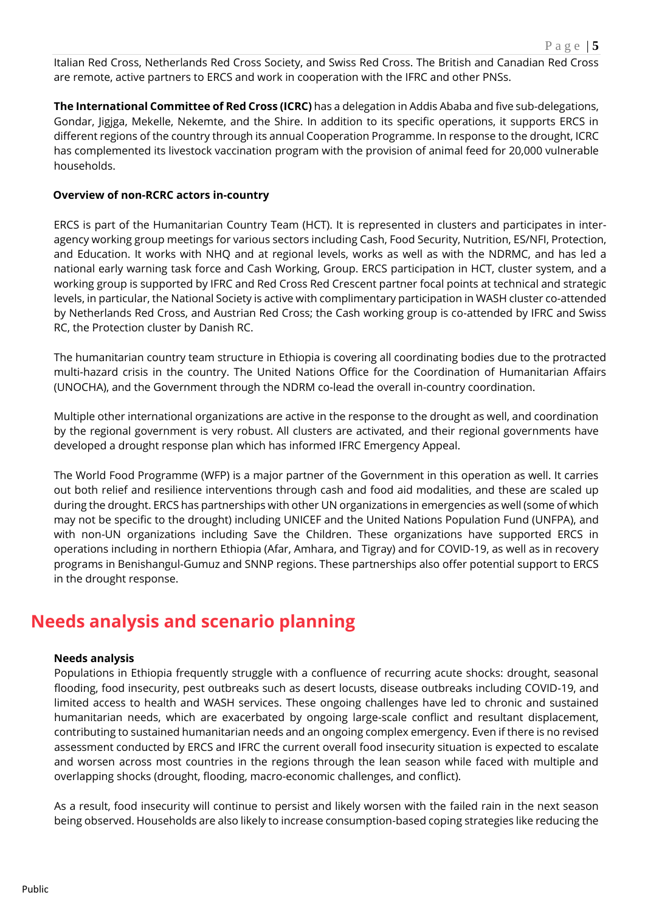Italian Red Cross, Netherlands Red Cross Society, and Swiss Red Cross. The British and Canadian Red Cross are remote, active partners to ERCS and work in cooperation with the IFRC and other PNSs.

**The International Committee of Red Cross (ICRC)** has a delegation in Addis Ababa and five sub-delegations, Gondar, Jigjga, Mekelle, Nekemte, and the Shire. In addition to its specific operations, it supports ERCS in different regions of the country through its annual Cooperation Programme. In response to the drought, ICRC has complemented its livestock vaccination program with the provision of animal feed for 20,000 vulnerable households.

**Overview of non-RCRC actors in-country**

ERCS is part of the Humanitarian Country Team (HCT). It is represented in clusters and participates in inter-agency working group meetings for various sectors including Cash, Food Security, Nutrition, ES/NFI, Protection, and Education. It works with NHQ and at regional levels, works as well as with the NDRMC, and has led a national early warning task force and Cash Working, Group. ERCS participation in HCT, cluster system, and a working group is supported by IFRC and Red Cross Red Crescent partner focal points at technical and strategic levels, in particular, the National Society is active with complimentary participation in WASH cluster co-attended by Netherlands Red Cross, and Austrian Red Cross; the Cash working group is co-attended by IFRC and Swiss RC, the Protection cluster by Danish RC.

The humanitarian country team structure in Ethiopia is covering all coordinating bodies due to the protracted multi-hazard crisis in the country. The United Nations Office for the Coordination of Humanitarian Affairs (UNOCHA), and the Government through the NDRM co-lead the overall in-country coordination.

Multiple other international organizations are active in the response to the drought as well, and coordination by the regional government is very robust. All clusters are activated, and their regional governments have developed a drought response plan which has informed IFRC Emergency Appeal.

The World Food Programme (WFP) is a major partner of the Government in this operation as well. It carries out both relief and resilience interventions through cash and food aid modalities, and these are scaled up during the drought. ERCS has partnerships with other UN organizations in emergencies as well (some of which may not be specific to the drought) including UNICEF and the United Nations Population Fund (UNFPA), and with non-UN organizations including Save the Children. These organizations have supported ERCS in operations including in northern Ethiopia (Afar, Amhara, and Tigray) and for COVID-19, as well as in recovery programs in Benishangul-Gumuz and SNNP regions. These partnerships also offer potential support to ERCS in the drought response.

# Needs analysis and scenario planning

**Needs analysis**

Populations in Ethiopia frequently struggle with a confluence of recurring acute shocks: drought, seasonal flooding, food insecurity, pest outbreaks such as desert locusts, disease outbreaks including COVID-19, and limited access to health and WASH services. These ongoing challenges have led to chronic and sustained humanitarian needs, which are exacerbated by ongoing large-scale conflict and resultant displacement, contributing to sustained humanitarian needs and an ongoing complex emergency. Even if there is no revised assessment conducted by ERCS and IFRC the current overall food insecurity situation is expected to escalate and worsen across most countries in the regions through the lean season while faced with multiple and overlapping shocks (drought, flooding, macro-economic challenges, and conflict).

As a result, food insecurity will continue to persist and likely worsen with the failed rain in the next season being observed. Households are also likely to increase consumption-based coping strategies like reducing the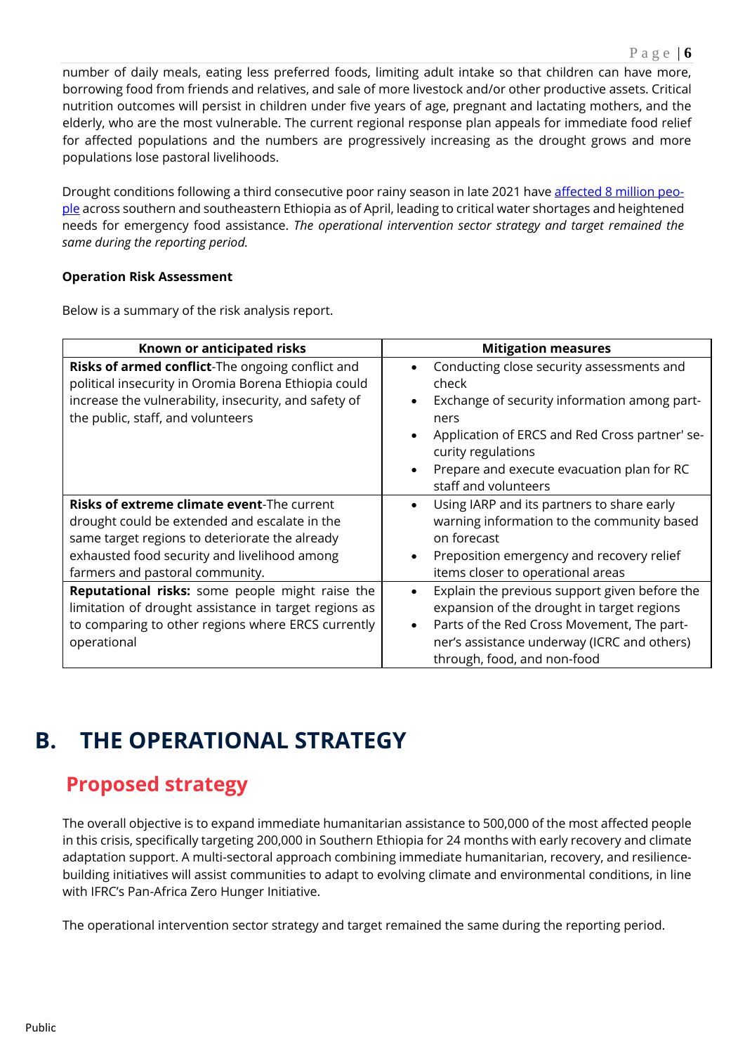number of daily meals, eating less preferred foods, limiting adult intake so that children can have more, borrowing food from friends and relatives, and sale of more livestock and/or other productive assets. Critical nutrition outcomes will persist in children under five years of age, pregnant and lactating mothers, and the elderly, who are the most vulnerable. The current regional response plan appeals for immediate food relief for affected populations and the numbers are progressively increasing as the drought grows and more populations lose pastoral livelihoods.

Drought conditions following a third consecutive poor rainy season in late 2021 have affected 8 million people across southern and southeastern Ethiopia as of April, leading to critical water shortages and heightened needs for emergency food assistance. *The operational intervention sector strategy and target remained the same during the reporting period.*

**Operation Risk Assessment**

Below is a summary of the risk analysis report.

| Known or anticipated risks | Mitigation measures |
|---|---|
| **Risks of armed conflict**-The ongoing conflict and political insecurity in Oromia Borena Ethiopia could increase the vulnerability, insecurity, and safety of the public, staff, and volunteers | • Conducting close security assessments and check<br>• Exchange of security information among partners<br>• Application of ERCS and Red Cross partner' security regulations<br>• Prepare and execute evacuation plan for RC staff and volunteers |
| **Risks of extreme climate event**-The current drought could be extended and escalate in the same target regions to deteriorate the already exhausted food security and livelihood among farmers and pastoral community. | • Using IARP and its partners to share early warning information to the community based on forecast<br>• Preposition emergency and recovery relief items closer to operational areas |
| **Reputational risks:** some people might raise the limitation of drought assistance in target regions as to comparing to other regions where ERCS currently operational | • Explain the previous support given before the expansion of the drought in target regions<br>• Parts of the Red Cross Movement, The partner's assistance underway (ICRC and others) through, food, and non-food |

# B. THE OPERATIONAL STRATEGY

## Proposed strategy

The overall objective is to expand immediate humanitarian assistance to 500,000 of the most affected people in this crisis, specifically targeting 200,000 in Southern Ethiopia for 24 months with early recovery and climate adaptation support. A multi-sectoral approach combining immediate humanitarian, recovery, and resilience-building initiatives will assist communities to adapt to evolving climate and environmental conditions, in line with IFRC's Pan-Africa Zero Hunger Initiative.

The operational intervention sector strategy and target remained the same during the reporting period.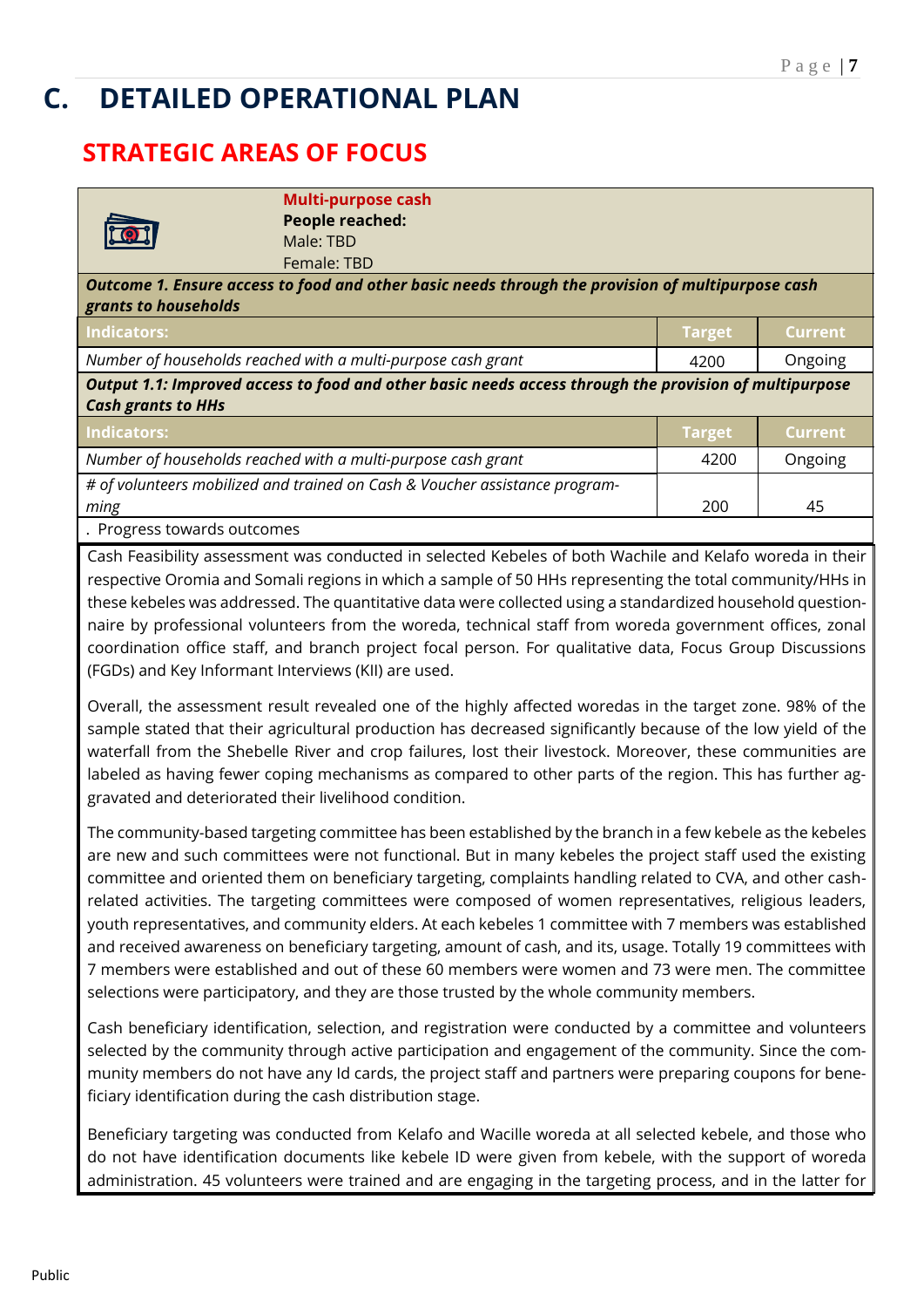# C. DETAILED OPERATIONAL PLAN

## STRATEGIC AREAS OF FOCUS

**Multi-purpose cash**
**People reached:**
Male: TBD
Female: TBD

***Outcome 1. Ensure access to food and other basic needs through the provision of multipurpose cash grants to households***

| Indicators: | Target | Current |
|---|---|---|
| *Number of households reached with a multi-purpose cash grant* | 4200 | Ongoing |

***Output 1.1: Improved access to food and other basic needs access through the provision of multipurpose Cash grants to HHs***

| Indicators: | Target | Current |
|---|---|---|
| *Number of households reached with a multi-purpose cash grant* | 4200 | Ongoing |
| *# of volunteers mobilized and trained on Cash & Voucher assistance programming* | 200 | 45 |

. Progress towards outcomes

Cash Feasibility assessment was conducted in selected Kebeles of both Wachile and Kelafo woreda in their respective Oromia and Somali regions in which a sample of 50 HHs representing the total community/HHs in these kebeles was addressed. The quantitative data were collected using a standardized household questionnaire by professional volunteers from the woreda, technical staff from woreda government offices, zonal coordination office staff, and branch project focal person. For qualitative data, Focus Group Discussions (FGDs) and Key Informant Interviews (KII) are used.

Overall, the assessment result revealed one of the highly affected woredas in the target zone. 98% of the sample stated that their agricultural production has decreased significantly because of the low yield of the waterfall from the Shebelle River and crop failures, lost their livestock. Moreover, these communities are labeled as having fewer coping mechanisms as compared to other parts of the region. This has further aggravated and deteriorated their livelihood condition.

The community-based targeting committee has been established by the branch in a few kebele as the kebeles are new and such committees were not functional. But in many kebeles the project staff used the existing committee and oriented them on beneficiary targeting, complaints handling related to CVA, and other cash-related activities. The targeting committees were composed of women representatives, religious leaders, youth representatives, and community elders. At each kebeles 1 committee with 7 members was established and received awareness on beneficiary targeting, amount of cash, and its, usage. Totally 19 committees with 7 members were established and out of these 60 members were women and 73 were men. The committee selections were participatory, and they are those trusted by the whole community members.

Cash beneficiary identification, selection, and registration were conducted by a committee and volunteers selected by the community through active participation and engagement of the community. Since the community members do not have any Id cards, the project staff and partners were preparing coupons for beneficiary identification during the cash distribution stage.

Beneficiary targeting was conducted from Kelafo and Wacille woreda at all selected kebele, and those who do not have identification documents like kebele ID were given from kebele, with the support of woreda administration. 45 volunteers were trained and are engaging in the targeting process, and in the latter for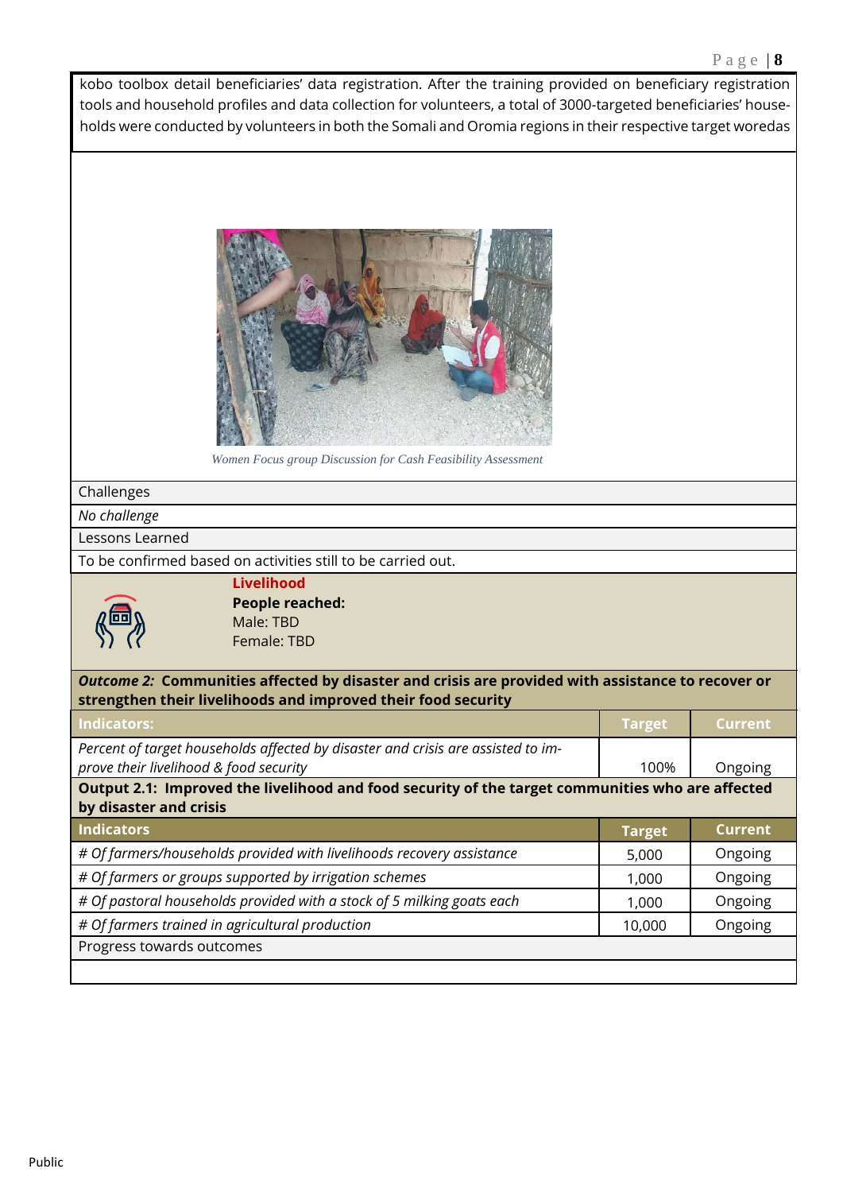kobo toolbox detail beneficiaries' data registration. After the training provided on beneficiary registration tools and household profiles and data collection for volunteers, a total of 3000-targeted beneficiaries' households were conducted by volunteers in both the Somali and Oromia regions in their respective target woredas

*Women Focus group Discussion for Cash Feasibility Assessment*

Challenges

*No challenge*

Lessons Learned

To be confirmed based on activities still to be carried out.

**Livelihood**

**People reached:**
Male: TBD
Female: TBD

***Outcome 2:* Communities affected by disaster and crisis are provided with assistance to recover or strengthen their livelihoods and improved their food security**

| Indicators: | Target | Current |
|---|---|---|
| *Percent of target households affected by disaster and crisis are assisted to improve their livelihood & food security* | 100% | Ongoing |

**Output 2.1: Improved the livelihood and food security of the target communities who are affected by disaster and crisis**

| Indicators | Target | Current |
|---|---|---|
| *# Of farmers/households provided with livelihoods recovery assistance* | 5,000 | Ongoing |
| *# Of farmers or groups supported by irrigation schemes* | 1,000 | Ongoing |
| *# Of pastoral households provided with a stock of 5 milking goats each* | 1,000 | Ongoing |
| *# Of farmers trained in agricultural production* | 10,000 | Ongoing |

Progress towards outcomes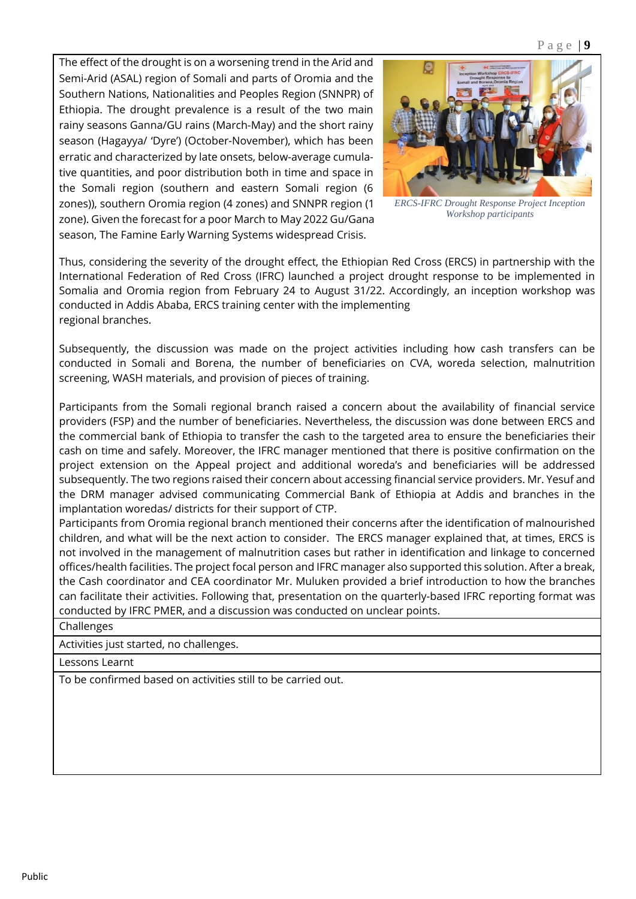The effect of the drought is on a worsening trend in the Arid and Semi-Arid (ASAL) region of Somali and parts of Oromia and the Southern Nations, Nationalities and Peoples Region (SNNPR) of Ethiopia. The drought prevalence is a result of the two main rainy seasons Ganna/GU rains (March-May) and the short rainy season (Hagayya/ 'Dyre') (October-November), which has been erratic and characterized by late onsets, below-average cumulative quantities, and poor distribution both in time and space in the Somali region (southern and eastern Somali region (6 zones)), southern Oromia region (4 zones) and SNNPR region (1 zone). Given the forecast for a poor March to May 2022 Gu/Gana season, The Famine Early Warning Systems widespread Crisis.

*ERCS-IFRC Drought Response Project Inception Workshop participants*

Thus, considering the severity of the drought effect, the Ethiopian Red Cross (ERCS) in partnership with the International Federation of Red Cross (IFRC) launched a project drought response to be implemented in Somalia and Oromia region from February 24 to August 31/22. Accordingly, an inception workshop was conducted in Addis Ababa, ERCS training center with the implementing regional branches.

Subsequently, the discussion was made on the project activities including how cash transfers can be conducted in Somali and Borena, the number of beneficiaries on CVA, woreda selection, malnutrition screening, WASH materials, and provision of pieces of training.

Participants from the Somali regional branch raised a concern about the availability of financial service providers (FSP) and the number of beneficiaries. Nevertheless, the discussion was done between ERCS and the commercial bank of Ethiopia to transfer the cash to the targeted area to ensure the beneficiaries their cash on time and safely. Moreover, the IFRC manager mentioned that there is positive confirmation on the project extension on the Appeal project and additional woreda's and beneficiaries will be addressed subsequently. The two regions raised their concern about accessing financial service providers. Mr. Yesuf and the DRM manager advised communicating Commercial Bank of Ethiopia at Addis and branches in the implantation woredas/ districts for their support of CTP.

Participants from Oromia regional branch mentioned their concerns after the identification of malnourished children, and what will be the next action to consider. The ERCS manager explained that, at times, ERCS is not involved in the management of malnutrition cases but rather in identification and linkage to concerned offices/health facilities. The project focal person and IFRC manager also supported this solution. After a break, the Cash coordinator and CEA coordinator Mr. Muluken provided a brief introduction to how the branches can facilitate their activities. Following that, presentation on the quarterly-based IFRC reporting format was conducted by IFRC PMER, and a discussion was conducted on unclear points.

Challenges

Activities just started, no challenges.

Lessons Learnt

To be confirmed based on activities still to be carried out.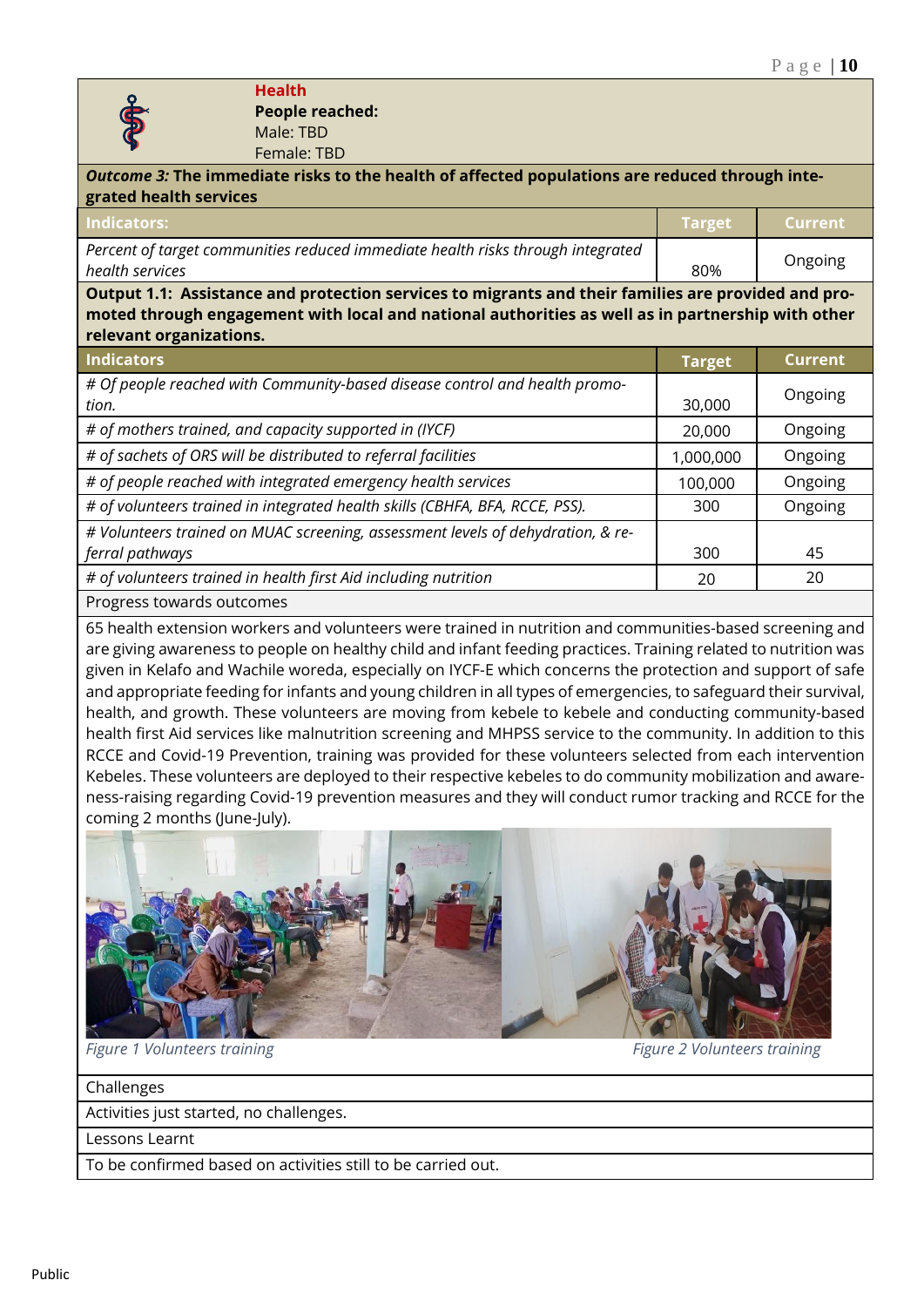**Health**

**People reached:**
Male: TBD
Female: TBD

***Outcome 3:*** **The immediate risks to the health of affected populations are reduced through integrated health services**

| Indicators: | Target | Current |
|---|---|---|
| *Percent of target communities reduced immediate health risks through integrated health services* | 80% | Ongoing |

**Output 1.1: Assistance and protection services to migrants and their families are provided and promoted through engagement with local and national authorities as well as in partnership with other relevant organizations.**

| Indicators | Target | Current |
|---|---|---|
| *# Of people reached with Community-based disease control and health promotion.* | 30,000 | Ongoing |
| *# of mothers trained, and capacity supported in (IYCF)* | 20,000 | Ongoing |
| *# of sachets of ORS will be distributed to referral facilities* | 1,000,000 | Ongoing |
| *# of people reached with integrated emergency health services* | 100,000 | Ongoing |
| *# of volunteers trained in integrated health skills (CBHFA, BFA, RCCE, PSS).* | 300 | Ongoing |
| *# Volunteers trained on MUAC screening, assessment levels of dehydration, & referral pathways* | 300 | 45 |
| *# of volunteers trained in health first Aid including nutrition* | 20 | 20 |

Progress towards outcomes

65 health extension workers and volunteers were trained in nutrition and communities-based screening and are giving awareness to people on healthy child and infant feeding practices. Training related to nutrition was given in Kelafo and Wachile woreda, especially on IYCF-E which concerns the protection and support of safe and appropriate feeding for infants and young children in all types of emergencies, to safeguard their survival, health, and growth. These volunteers are moving from kebele to kebele and conducting community-based health first Aid services like malnutrition screening and MHPSS service to the community. In addition to this RCCE and Covid-19 Prevention, training was provided for these volunteers selected from each intervention Kebeles. These volunteers are deployed to their respective kebeles to do community mobilization and awareness-raising regarding Covid-19 prevention measures and they will conduct rumor tracking and RCCE for the coming 2 months (June-July).

*Figure 1 Volunteers training*

*Figure 2 Volunteers training*

Challenges

Activities just started, no challenges.

Lessons Learnt

To be confirmed based on activities still to be carried out.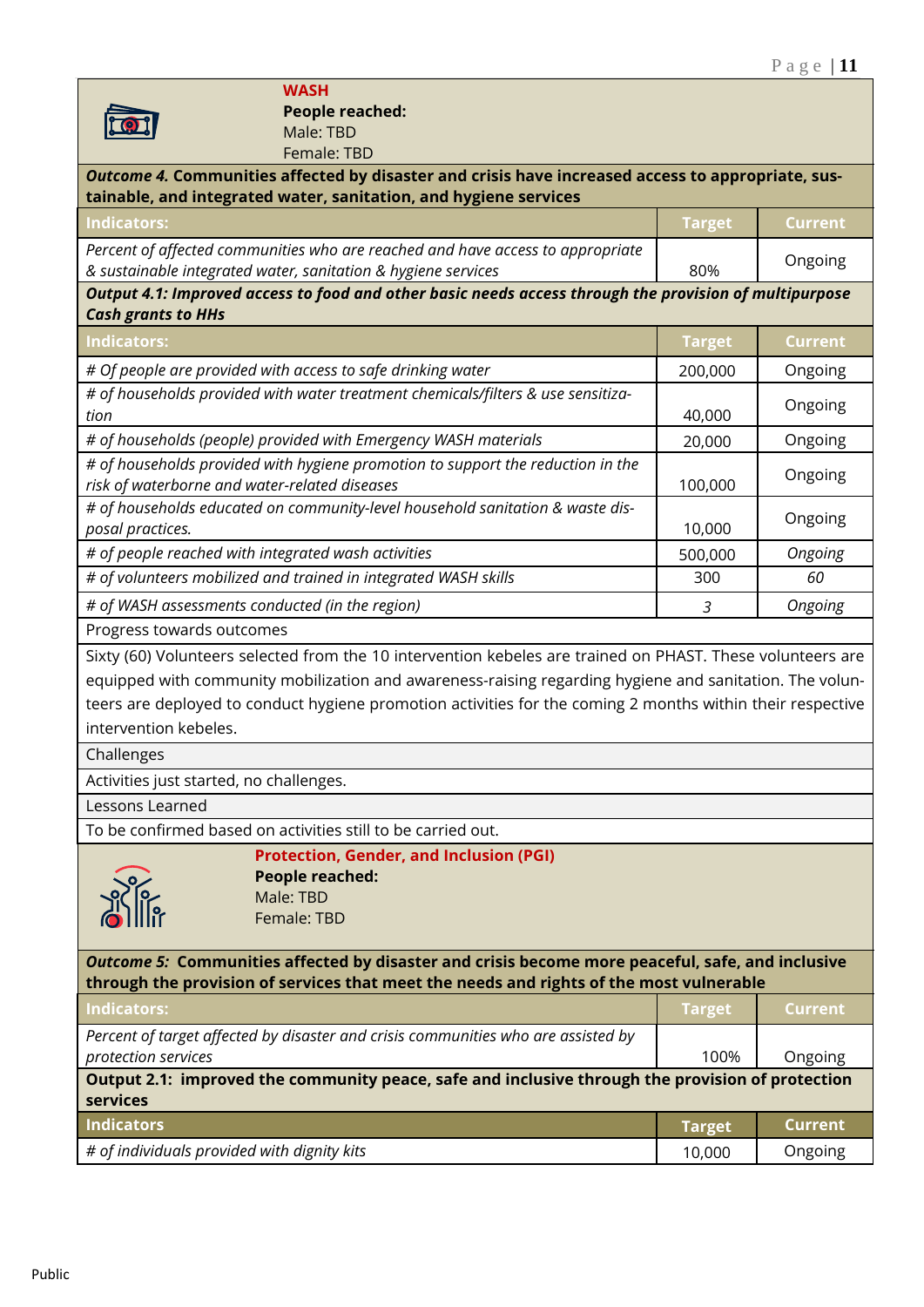## WASH

**People reached:**
Male: TBD
Female: TBD

| *Outcome 4.* **Communities affected by disaster and crisis have increased access to appropriate, sustainable, and integrated water, sanitation, and hygiene services** | | |
|---|---|---|
| **Indicators:** | **Target** | **Current** |
| *Percent of affected communities who are reached and have access to appropriate & sustainable integrated water, sanitation & hygiene services* | 80% | Ongoing |
| ***Output 4.1: Improved access to food and other basic needs access through the provision of multipurpose Cash grants to HHs*** | | |
| **Indicators:** | **Target** | **Current** |
| *# Of people are provided with access to safe drinking water* | 200,000 | Ongoing |
| *# of households provided with water treatment chemicals/filters & use sensitization* | 40,000 | Ongoing |
| *# of households (people) provided with Emergency WASH materials* | 20,000 | Ongoing |
| *# of households provided with hygiene promotion to support the reduction in the risk of waterborne and water-related diseases* | 100,000 | Ongoing |
| *# of households educated on community-level household sanitation & waste disposal practices.* | 10,000 | Ongoing |
| *# of people reached with integrated wash activities* | 500,000 | *Ongoing* |
| *# of volunteers mobilized and trained in integrated WASH skills* | 300 | *60* |
| *# of WASH assessments conducted (in the region)* | *3* | *Ongoing* |

Progress towards outcomes

Sixty (60) Volunteers selected from the 10 intervention kebeles are trained on PHAST. These volunteers are equipped with community mobilization and awareness-raising regarding hygiene and sanitation. The volunteers are deployed to conduct hygiene promotion activities for the coming 2 months within their respective intervention kebeles.

Challenges

Activities just started, no challenges.

Lessons Learned

To be confirmed based on activities still to be carried out.

## Protection, Gender, and Inclusion (PGI)

**People reached:**
Male: TBD
Female: TBD

| *Outcome 5:* **Communities affected by disaster and crisis become more peaceful, safe, and inclusive through the provision of services that meet the needs and rights of the most vulnerable** | | |
|---|---|---|
| **Indicators:** | **Target** | **Current** |
| *Percent of target affected by disaster and crisis communities who are assisted by protection services* | 100% | Ongoing |
| **Output 2.1: improved the community peace, safe and inclusive through the provision of protection services** | | |
| **Indicators** | **Target** | **Current** |
| *# of individuals provided with dignity kits* | 10,000 | Ongoing |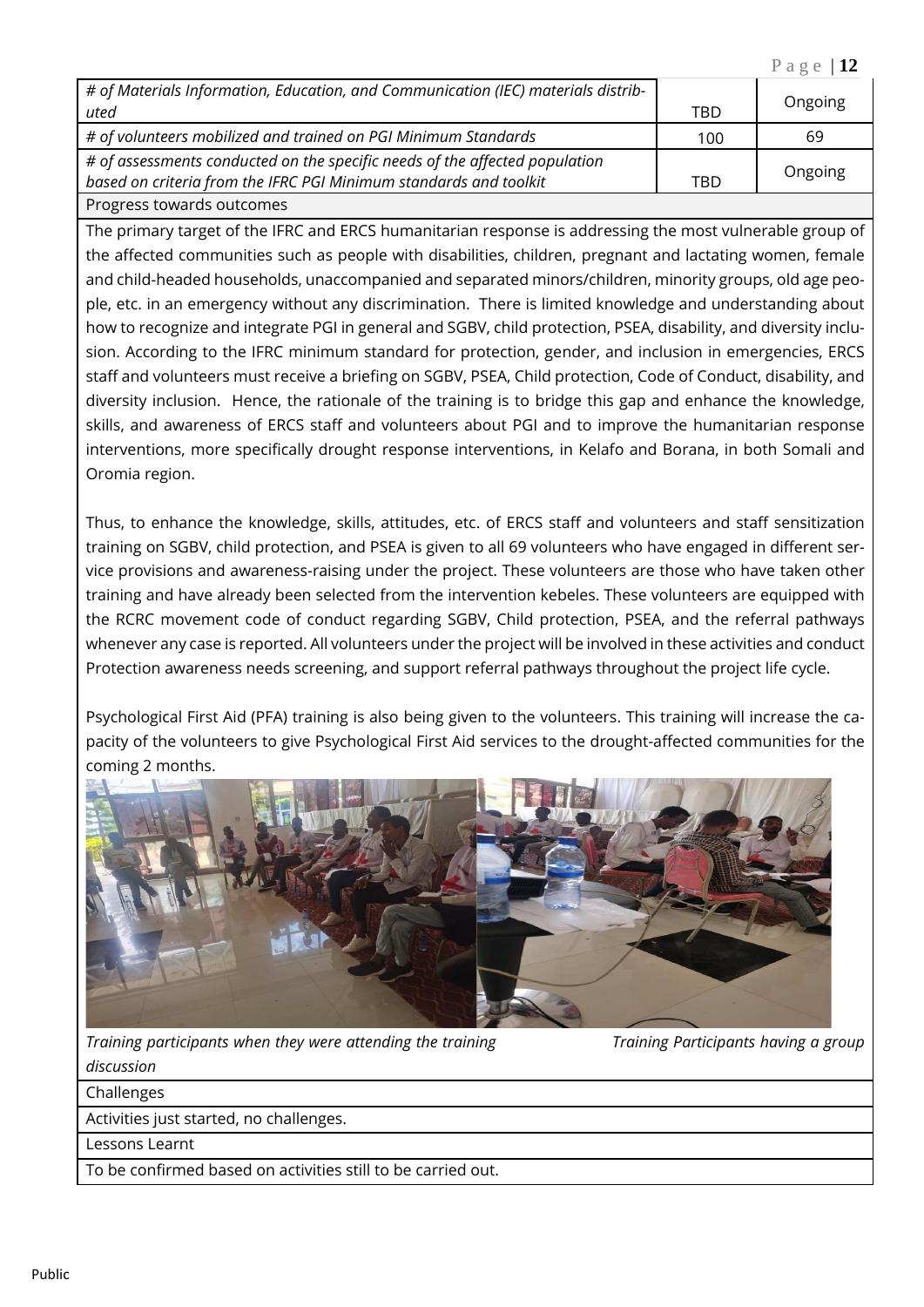| # of Materials Information, Education, and Communication (IEC) materials distributed | TBD | Ongoing |
|---|---|---|
| # of volunteers mobilized and trained on PGI Minimum Standards | 100 | 69 |
| # of assessments conducted on the specific needs of the affected population based on criteria from the IFRC PGI Minimum standards and toolkit | TBD | Ongoing |

Progress towards outcomes

The primary target of the IFRC and ERCS humanitarian response is addressing the most vulnerable group of the affected communities such as people with disabilities, children, pregnant and lactating women, female and child-headed households, unaccompanied and separated minors/children, minority groups, old age people, etc. in an emergency without any discrimination. There is limited knowledge and understanding about how to recognize and integrate PGI in general and SGBV, child protection, PSEA, disability, and diversity inclusion. According to the IFRC minimum standard for protection, gender, and inclusion in emergencies, ERCS staff and volunteers must receive a briefing on SGBV, PSEA, Child protection, Code of Conduct, disability, and diversity inclusion. Hence, the rationale of the training is to bridge this gap and enhance the knowledge, skills, and awareness of ERCS staff and volunteers about PGI and to improve the humanitarian response interventions, more specifically drought response interventions, in Kelafo and Borana, in both Somali and Oromia region.

Thus, to enhance the knowledge, skills, attitudes, etc. of ERCS staff and volunteers and staff sensitization training on SGBV, child protection, and PSEA is given to all 69 volunteers who have engaged in different service provisions and awareness-raising under the project. These volunteers are those who have taken other training and have already been selected from the intervention kebeles. These volunteers are equipped with the RCRC movement code of conduct regarding SGBV, Child protection, PSEA, and the referral pathways whenever any case is reported. All volunteers under the project will be involved in these activities and conduct Protection awareness needs screening, and support referral pathways throughout the project life cycle.

Psychological First Aid (PFA) training is also being given to the volunteers. This training will increase the capacity of the volunteers to give Psychological First Aid services to the drought-affected communities for the coming 2 months.

*Training participants when they were attending the training*

*Training Participants having a group discussion*

Challenges

Activities just started, no challenges.

Lessons Learnt

To be confirmed based on activities still to be carried out.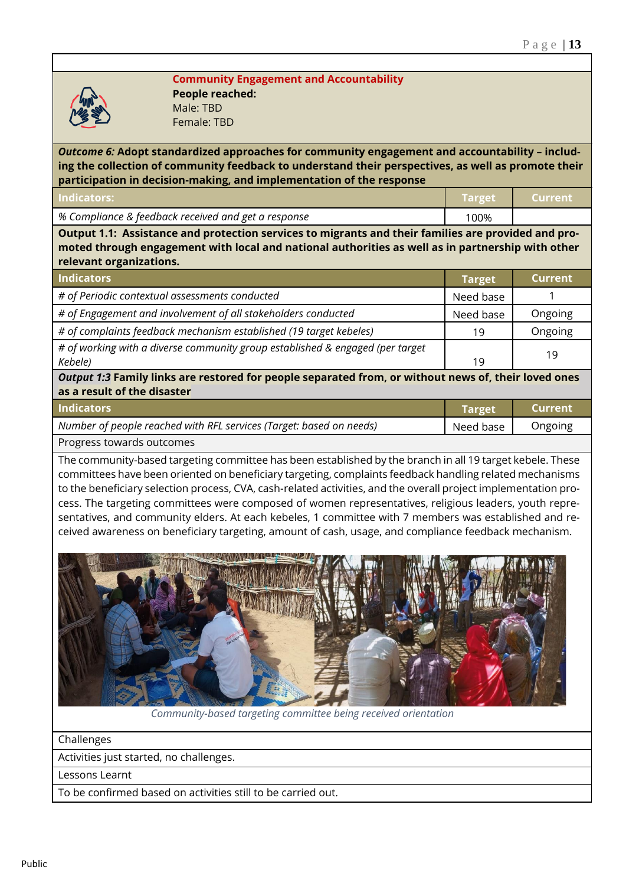## Community Engagement and Accountability

**People reached:**
Male: TBD
Female: TBD

***Outcome 6:* Adopt standardized approaches for community engagement and accountability – including the collection of community feedback to understand their perspectives, as well as promote their participation in decision-making, and implementation of the response**

| Indicators: | Target | Current |
|---|---|---|
| *% Compliance & feedback received and get a response* | 100% | |

**Output 1.1: Assistance and protection services to migrants and their families are provided and promoted through engagement with local and national authorities as well as in partnership with other relevant organizations.**

| Indicators | Target | Current |
|---|---|---|
| *# of Periodic contextual assessments conducted* | Need base | 1 |
| *# of Engagement and involvement of all stakeholders conducted* | Need base | Ongoing |
| *# of complaints feedback mechanism established (19 target kebeles)* | 19 | Ongoing |
| *# of working with a diverse community group established & engaged (per target Kebele)* | 19 | 19 |

***Output 1:3* Family links are restored for people separated from, or without news of, their loved ones as a result of the disaster**

| Indicators | Target | Current |
|---|---|---|
| *Number of people reached with RFL services (Target: based on needs)* | Need base | Ongoing |

**Progress towards outcomes**

The community-based targeting committee has been established by the branch in all 19 target kebele. These committees have been oriented on beneficiary targeting, complaints feedback handling related mechanisms to the beneficiary selection process, CVA, cash-related activities, and the overall project implementation process. The targeting committees were composed of women representatives, religious leaders, youth representatives, and community elders. At each kebeles, 1 committee with 7 members was established and received awareness on beneficiary targeting, amount of cash, usage, and compliance feedback mechanism.

*Community-based targeting committee being received orientation*

**Challenges**

Activities just started, no challenges.

**Lessons Learnt**

To be confirmed based on activities still to be carried out.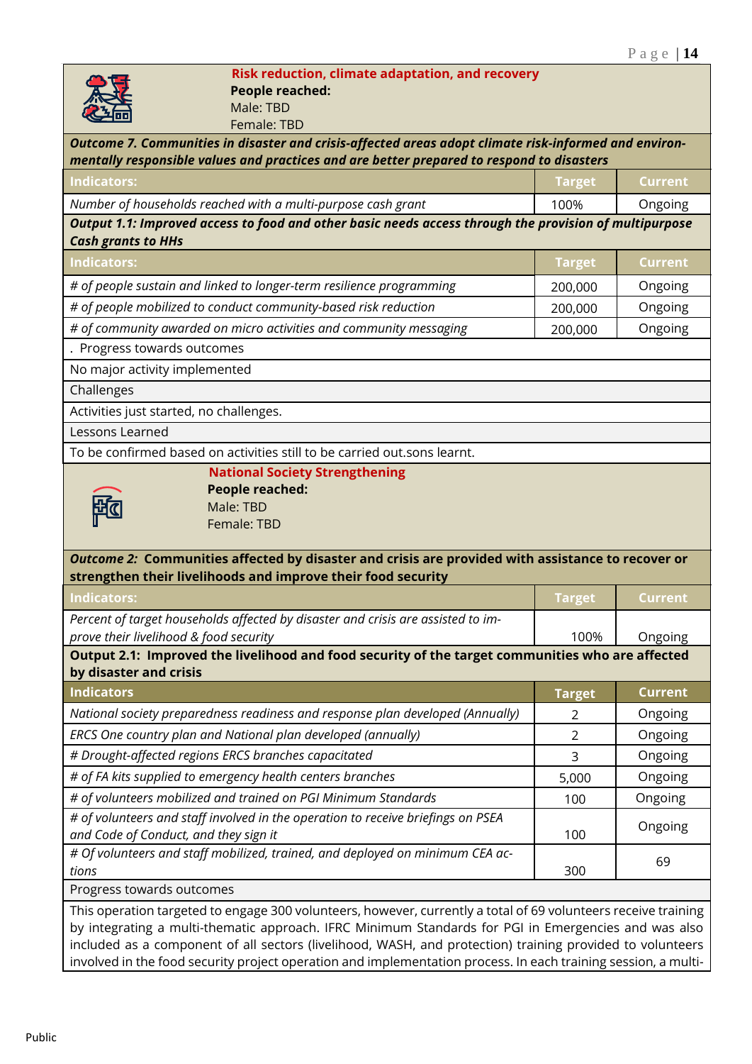**Risk reduction, climate adaptation, and recovery**

**People reached:**
Male: TBD
Female: TBD

| ***Outcome 7. Communities in disaster and crisis-affected areas adopt climate risk-informed and environmentally responsible values and practices and are better prepared to respond to disasters*** | | |
|---|---|---|
| **Indicators:** | **Target** | **Current** |
| *Number of households reached with a multi-purpose cash grant* | 100% | Ongoing |
| ***Output 1.1: Improved access to food and other basic needs access through the provision of multipurpose Cash grants to HHs*** | | |
| **Indicators:** | **Target** | **Current** |
| *# of people sustain and linked to longer-term resilience programming* | 200,000 | Ongoing |
| *# of people mobilized to conduct community-based risk reduction* | 200,000 | Ongoing |
| *# of community awarded on micro activities and community messaging* | 200,000 | Ongoing |
| . Progress towards outcomes | | |
| No major activity implemented | | |
| Challenges | | |
| Activities just started, no challenges. | | |
| Lessons Learned | | |
| To be confirmed based on activities still to be carried out.sons learnt. | | |

**National Society Strengthening**

**People reached:**
Male: TBD
Female: TBD

| ***Outcome 2:*** **Communities affected by disaster and crisis are provided with assistance to recover or strengthen their livelihoods and improve their food security** | | |
|---|---|---|
| **Indicators:** | **Target** | **Current** |
| *Percent of target households affected by disaster and crisis are assisted to improve their livelihood & food security* | 100% | Ongoing |
| **Output 2.1: Improved the livelihood and food security of the target communities who are affected by disaster and crisis** | | |
| **Indicators** | **Target** | **Current** |
| *National society preparedness readiness and response plan developed (Annually)* | 2 | Ongoing |
| *ERCS One country plan and National plan developed (annually)* | 2 | Ongoing |
| *# Drought-affected regions ERCS branches capacitated* | 3 | Ongoing |
| *# of FA kits supplied to emergency health centers branches* | 5,000 | Ongoing |
| *# of volunteers mobilized and trained on PGI Minimum Standards* | 100 | Ongoing |
| *# of volunteers and staff involved in the operation to receive briefings on PSEA and Code of Conduct, and they sign it* | 100 | Ongoing |
| *# Of volunteers and staff mobilized, trained, and deployed on minimum CEA actions* | 300 | 69 |
| Progress towards outcomes | | |
| This operation targeted to engage 300 volunteers, however, currently a total of 69 volunteers receive training by integrating a multi-thematic approach. IFRC Minimum Standards for PGI in Emergencies and was also included as a component of all sectors (livelihood, WASH, and protection) training provided to volunteers involved in the food security project operation and implementation process. In each training session, a multi- | | |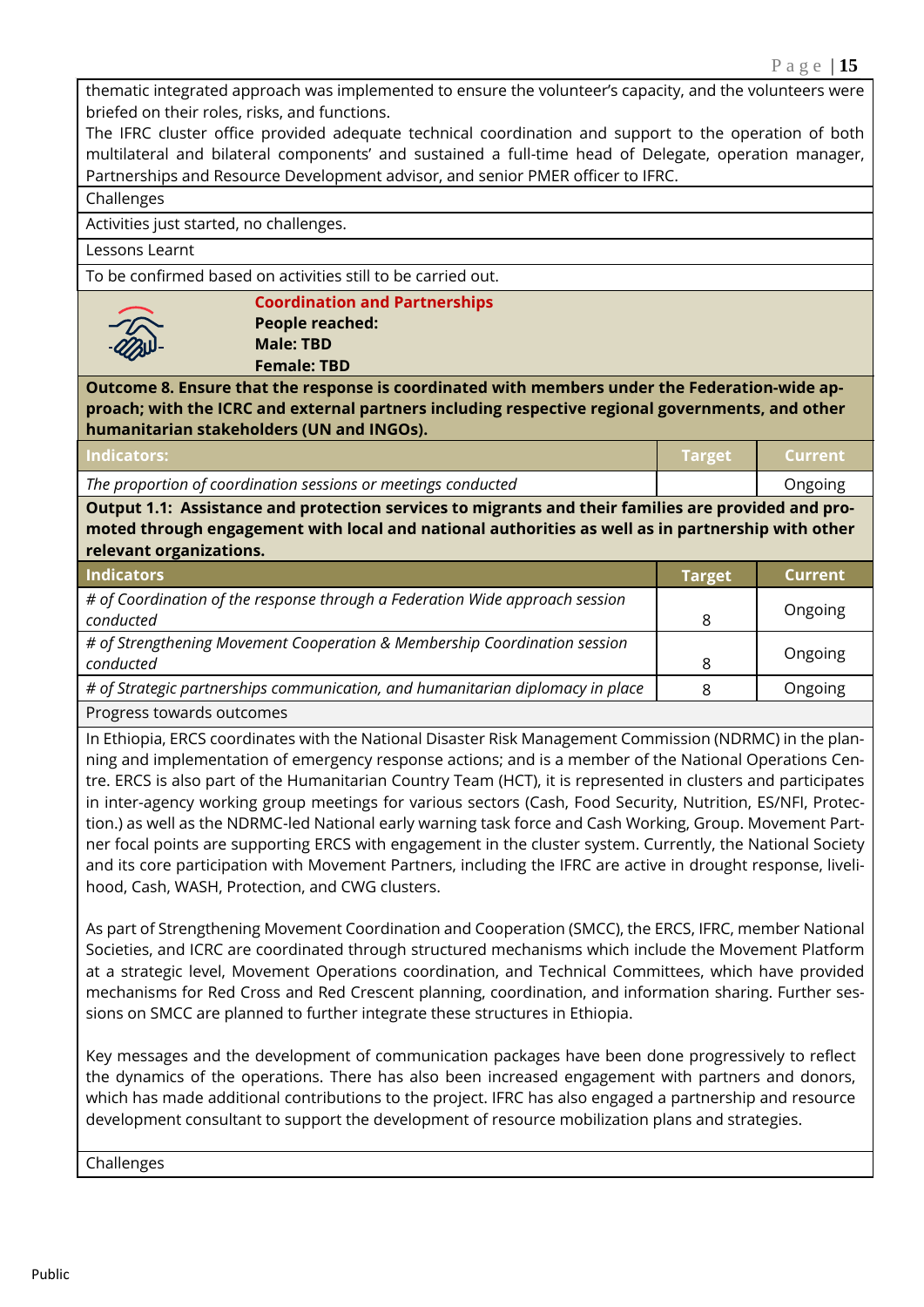thematic integrated approach was implemented to ensure the volunteer's capacity, and the volunteers were briefed on their roles, risks, and functions.

The IFRC cluster office provided adequate technical coordination and support to the operation of both multilateral and bilateral components' and sustained a full-time head of Delegate, operation manager, Partnerships and Resource Development advisor, and senior PMER officer to IFRC.

**Challenges**

Activities just started, no challenges.

**Lessons Learnt**

To be confirmed based on activities still to be carried out.

## Coordination and Partnerships

**People reached:**
**Male: TBD**
**Female: TBD**

**Outcome 8. Ensure that the response is coordinated with members under the Federation-wide approach; with the ICRC and external partners including respective regional governments, and other humanitarian stakeholders (UN and INGOs).**

| Indicators: | Target | Current |
|---|---|---|
| *The proportion of coordination sessions or meetings conducted* | | Ongoing |

**Output 1.1: Assistance and protection services to migrants and their families are provided and promoted through engagement with local and national authorities as well as in partnership with other relevant organizations.**

| Indicators | Target | Current |
|---|---|---|
| *# of Coordination of the response through a Federation Wide approach session conducted* | 8 | Ongoing |
| *# of Strengthening Movement Cooperation & Membership Coordination session conducted* | 8 | Ongoing |
| *# of Strategic partnerships communication, and humanitarian diplomacy in place* | 8 | Ongoing |

**Progress towards outcomes**

In Ethiopia, ERCS coordinates with the National Disaster Risk Management Commission (NDRMC) in the planning and implementation of emergency response actions; and is a member of the National Operations Centre. ERCS is also part of the Humanitarian Country Team (HCT), it is represented in clusters and participates in inter-agency working group meetings for various sectors (Cash, Food Security, Nutrition, ES/NFI, Protection.) as well as the NDRMC-led National early warning task force and Cash Working, Group. Movement Partner focal points are supporting ERCS with engagement in the cluster system. Currently, the National Society and its core participation with Movement Partners, including the IFRC are active in drought response, livelihood, Cash, WASH, Protection, and CWG clusters.

As part of Strengthening Movement Coordination and Cooperation (SMCC), the ERCS, IFRC, member National Societies, and ICRC are coordinated through structured mechanisms which include the Movement Platform at a strategic level, Movement Operations coordination, and Technical Committees, which have provided mechanisms for Red Cross and Red Crescent planning, coordination, and information sharing. Further sessions on SMCC are planned to further integrate these structures in Ethiopia.

Key messages and the development of communication packages have been done progressively to reflect the dynamics of the operations. There has also been increased engagement with partners and donors, which has made additional contributions to the project. IFRC has also engaged a partnership and resource development consultant to support the development of resource mobilization plans and strategies.

**Challenges**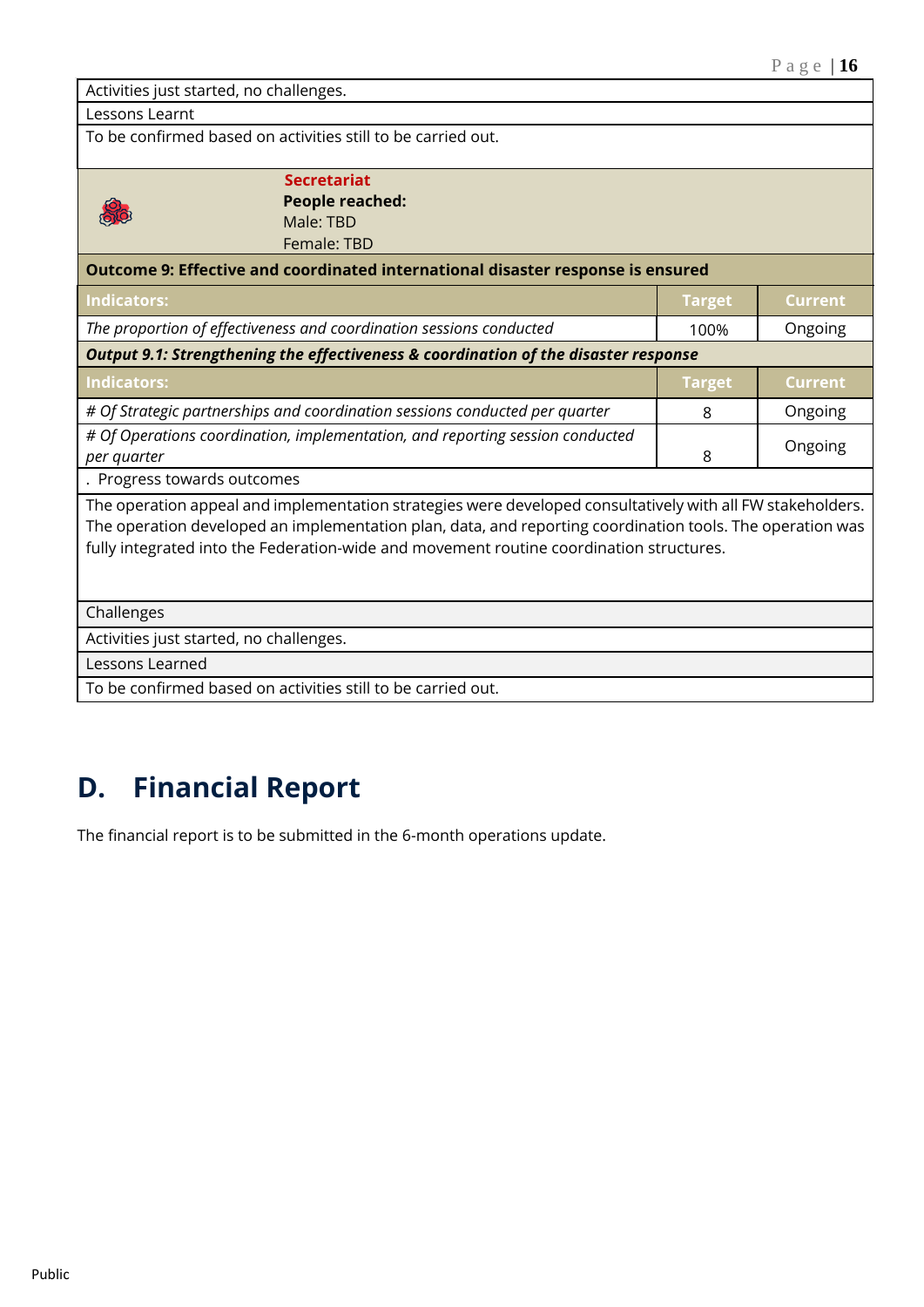| |
|---|
| Activities just started, no challenges. |
| Lessons Learnt |
| To be confirmed based on activities still to be carried out. |

**Secretariat**
**People reached:**
Male: TBD
Female: TBD

| **Outcome 9: Effective and coordinated international disaster response is ensured** | | |
|---|---|---|
| **Indicators:** | **Target** | **Current** |
| *The proportion of effectiveness and coordination sessions conducted* | 100% | Ongoing |
| ***Output 9.1: Strengthening the effectiveness & coordination of the disaster response*** | | |
| **Indicators:** | **Target** | **Current** |
| *# Of Strategic partnerships and coordination sessions conducted per quarter* | 8 | Ongoing |
| *# Of Operations coordination, implementation, and reporting session conducted per quarter* | 8 | Ongoing |
| . Progress towards outcomes | | |
| The operation appeal and implementation strategies were developed consultatively with all FW stakeholders. The operation developed an implementation plan, data, and reporting coordination tools. The operation was fully integrated into the Federation-wide and movement routine coordination structures. | | |
| Challenges | | |
| Activities just started, no challenges. | | |
| Lessons Learned | | |
| To be confirmed based on activities still to be carried out. | | |

# D. Financial Report

The financial report is to be submitted in the 6-month operations update.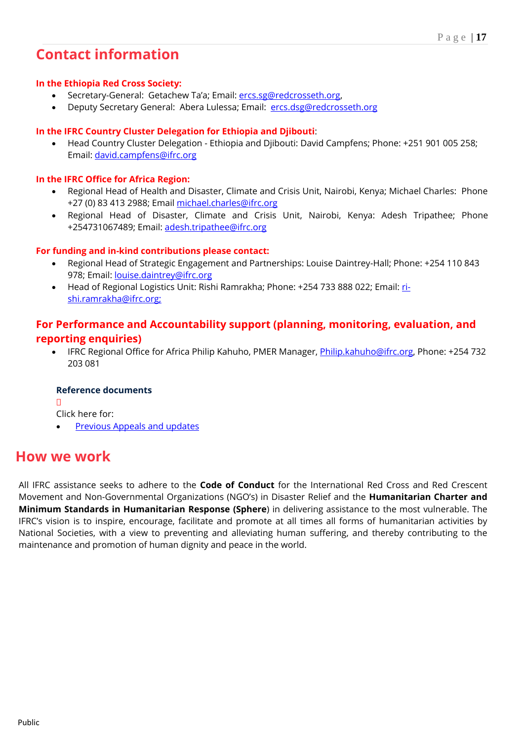# Contact information

**In the Ethiopia Red Cross Society:**

- Secretary-General: Getachew Ta'a; Email: ercs.sg@redcrosseth.org,
- Deputy Secretary General: Abera Lulessa; Email: ercs.dsg@redcrosseth.org

**In the IFRC Country Cluster Delegation for Ethiopia and Djibouti**:

- Head Country Cluster Delegation - Ethiopia and Djibouti: David Campfens; Phone: +251 901 005 258; Email: david.campfens@ifrc.org

**In the IFRC Office for Africa Region:**

- Regional Head of Health and Disaster, Climate and Crisis Unit, Nairobi, Kenya; Michael Charles: Phone +27 (0) 83 413 2988; Email michael.charles@ifrc.org
- Regional Head of Disaster, Climate and Crisis Unit, Nairobi, Kenya: Adesh Tripathee; Phone +254731067489; Email: adesh.tripathee@ifrc.org

**For funding and in-kind contributions please contact:**

- Regional Head of Strategic Engagement and Partnerships: Louise Daintrey-Hall; Phone: +254 110 843 978; Email: louise.daintrey@ifrc.org
- Head of Regional Logistics Unit: Rishi Ramrakha; Phone: +254 733 888 022; Email: ri-shi.ramrakha@ifrc.org;

## For Performance and Accountability support (planning, monitoring, evaluation, and reporting enquiries)

- IFRC Regional Office for Africa Philip Kahuho, PMER Manager, Philip.kahuho@ifrc.org, Phone: +254 732 203 081

**Reference documents**

Click here for:

- Previous Appeals and updates

# How we work

All IFRC assistance seeks to adhere to the **Code of Conduct** for the International Red Cross and Red Crescent Movement and Non-Governmental Organizations (NGO's) in Disaster Relief and the **Humanitarian Charter and Minimum Standards in Humanitarian Response (Sphere**) in delivering assistance to the most vulnerable. The IFRC's vision is to inspire, encourage, facilitate and promote at all times all forms of humanitarian activities by National Societies, with a view to preventing and alleviating human suffering, and thereby contributing to the maintenance and promotion of human dignity and peace in the world.

Public